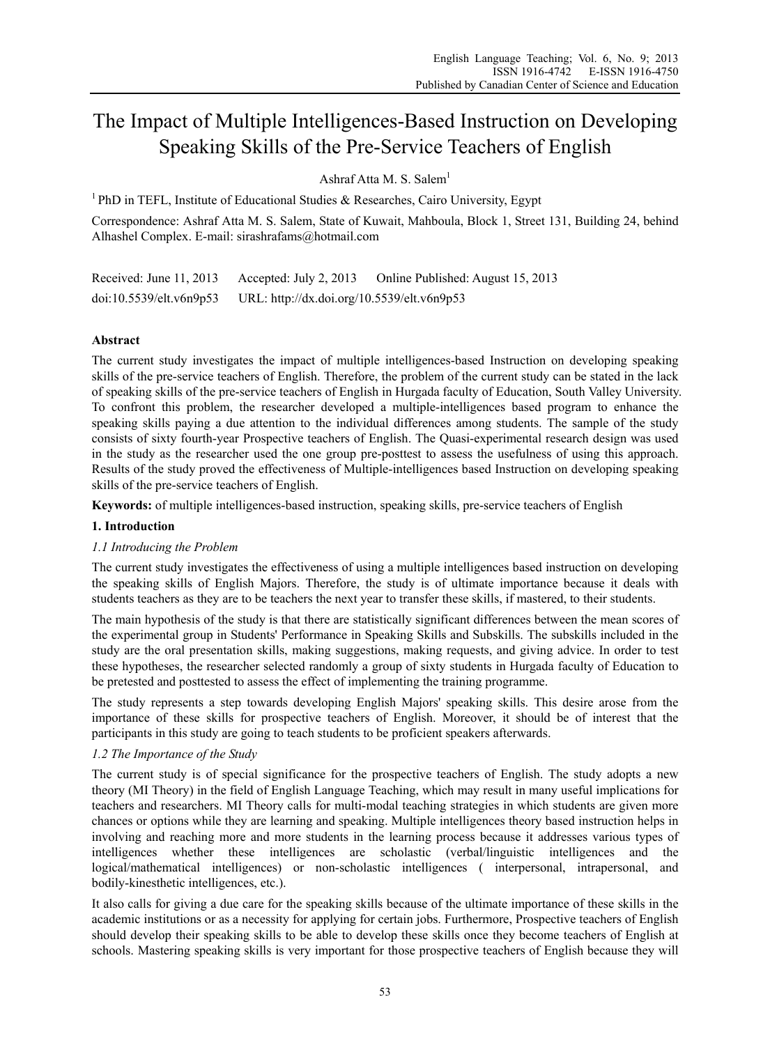# The Impact of Multiple Intelligences-Based Instruction on Developing Speaking Skills of the Pre-Service Teachers of English

Ashraf Atta M. S. Salem[1]

[1] PhD in TEFL, Institute of Educational Studies & Researches, Cairo University, Egypt

Correspondence: Ashraf Atta M. S. Salem, State of Kuwait, Mahboula, Block 1, Street 131, Building 24, behind Alhashel Complex. E-mail: sirashrafams@hotmail.com

Received: June 11, 2013 Accepted: July 2, 2013 Online Published: August 15, 2013

doi:10.5539/elt.v6n9p53 URL: http://dx.doi.org/10.5539/elt.v6n9p53

## Abstract

The current study investigates the impact of multiple intelligences-based Instruction on developing speaking skills of the pre-service teachers of English. Therefore, the problem of the current study can be stated in the lack of speaking skills of the pre-service teachers of English in Hurgada faculty of Education, South Valley University. To confront this problem, the researcher developed a multiple-intelligences based program to enhance the speaking skills paying a due attention to the individual differences among students. The sample of the study consists of sixty fourth-year Prospective teachers of English. The Quasi-experimental research design was used in the study as the researcher used the one group pre-posttest to assess the usefulness of using this approach. Results of the study proved the effectiveness of Multiple-intelligences based Instruction on developing speaking skills of the pre-service teachers of English.

**Keywords:** of multiple intelligences-based instruction, speaking skills, pre-service teachers of English

## 1. Introduction

### *1.1 Introducing the Problem*

The current study investigates the effectiveness of using a multiple intelligences based instruction on developing the speaking skills of English Majors. Therefore, the study is of ultimate importance because it deals with students teachers as they are to be teachers the next year to transfer these skills, if mastered, to their students.

The main hypothesis of the study is that there are statistically significant differences between the mean scores of the experimental group in Students' Performance in Speaking Skills and Subskills. The subskills included in the study are the oral presentation skills, making suggestions, making requests, and giving advice. In order to test these hypotheses, the researcher selected randomly a group of sixty students in Hurgada faculty of Education to be pretested and posttested to assess the effect of implementing the training programme.

The study represents a step towards developing English Majors' speaking skills. This desire arose from the importance of these skills for prospective teachers of English. Moreover, it should be of interest that the participants in this study are going to teach students to be proficient speakers afterwards.

### *1.2 The Importance of the Study*

The current study is of special significance for the prospective teachers of English. The study adopts a new theory (MI Theory) in the field of English Language Teaching, which may result in many useful implications for teachers and researchers. MI Theory calls for multi-modal teaching strategies in which students are given more chances or options while they are learning and speaking. Multiple intelligences theory based instruction helps in involving and reaching more and more students in the learning process because it addresses various types of intelligences whether these intelligences are scholastic (verbal/linguistic intelligences and the logical/mathematical intelligences) or non-scholastic intelligences ( interpersonal, intrapersonal, and bodily-kinesthetic intelligences, etc.).

It also calls for giving a due care for the speaking skills because of the ultimate importance of these skills in the academic institutions or as a necessity for applying for certain jobs. Furthermore, Prospective teachers of English should develop their speaking skills to be able to develop these skills once they become teachers of English at schools. Mastering speaking skills is very important for those prospective teachers of English because they will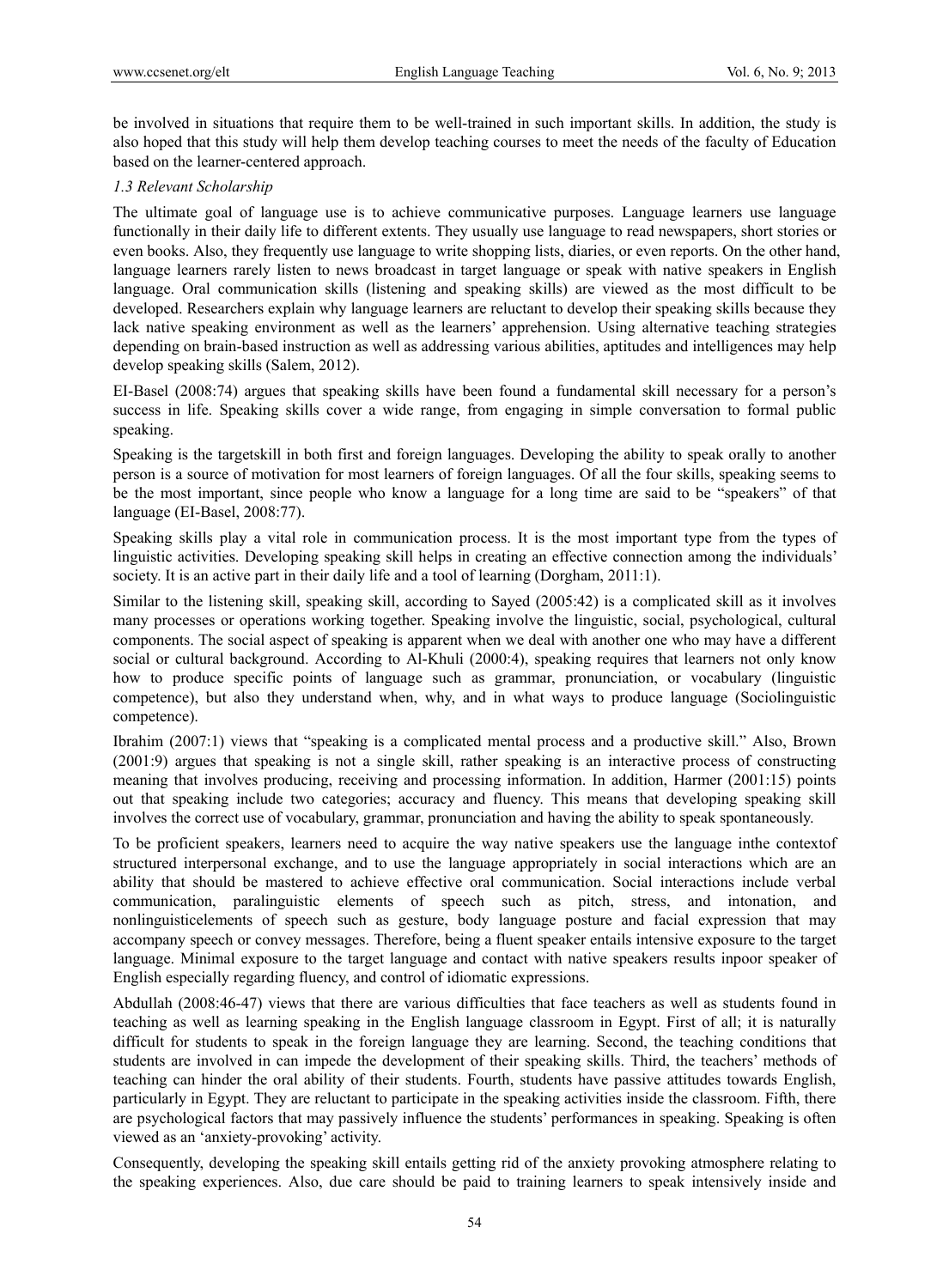be involved in situations that require them to be well-trained in such important skills. In addition, the study is also hoped that this study will help them develop teaching courses to meet the needs of the faculty of Education based on the learner-centered approach.

### *1.3 Relevant Scholarship*

The ultimate goal of language use is to achieve communicative purposes. Language learners use language functionally in their daily life to different extents. They usually use language to read newspapers, short stories or even books. Also, they frequently use language to write shopping lists, diaries, or even reports. On the other hand, language learners rarely listen to news broadcast in target language or speak with native speakers in English language. Oral communication skills (listening and speaking skills) are viewed as the most difficult to be developed. Researchers explain why language learners are reluctant to develop their speaking skills because they lack native speaking environment as well as the learners' apprehension. Using alternative teaching strategies depending on brain-based instruction as well as addressing various abilities, aptitudes and intelligences may help develop speaking skills (Salem, 2012).

EI-Basel (2008:74) argues that speaking skills have been found a fundamental skill necessary for a person's success in life. Speaking skills cover a wide range, from engaging in simple conversation to formal public speaking.

Speaking is the targetskill in both first and foreign languages. Developing the ability to speak orally to another person is a source of motivation for most learners of foreign languages. Of all the four skills, speaking seems to be the most important, since people who know a language for a long time are said to be "speakers" of that language (EI-Basel, 2008:77).

Speaking skills play a vital role in communication process. It is the most important type from the types of linguistic activities. Developing speaking skill helps in creating an effective connection among the individuals' society. It is an active part in their daily life and a tool of learning (Dorgham, 2011:1).

Similar to the listening skill, speaking skill, according to Sayed (2005:42) is a complicated skill as it involves many processes or operations working together. Speaking involve the linguistic, social, psychological, cultural components. The social aspect of speaking is apparent when we deal with another one who may have a different social or cultural background. According to Al-Khuli (2000:4), speaking requires that learners not only know how to produce specific points of language such as grammar, pronunciation, or vocabulary (linguistic competence), but also they understand when, why, and in what ways to produce language (Sociolinguistic competence).

Ibrahim (2007:1) views that "speaking is a complicated mental process and a productive skill." Also, Brown (2001:9) argues that speaking is not a single skill, rather speaking is an interactive process of constructing meaning that involves producing, receiving and processing information. In addition, Harmer (2001:15) points out that speaking include two categories; accuracy and fluency. This means that developing speaking skill involves the correct use of vocabulary, grammar, pronunciation and having the ability to speak spontaneously.

To be proficient speakers, learners need to acquire the way native speakers use the language inthe contextof structured interpersonal exchange, and to use the language appropriately in social interactions which are an ability that should be mastered to achieve effective oral communication. Social interactions include verbal communication, paralinguistic elements of speech such as pitch, stress, and intonation, and nonlinguisticelements of speech such as gesture, body language posture and facial expression that may accompany speech or convey messages. Therefore, being a fluent speaker entails intensive exposure to the target language. Minimal exposure to the target language and contact with native speakers results inpoor speaker of English especially regarding fluency, and control of idiomatic expressions.

Abdullah (2008:46-47) views that there are various difficulties that face teachers as well as students found in teaching as well as learning speaking in the English language classroom in Egypt. First of all; it is naturally difficult for students to speak in the foreign language they are learning. Second, the teaching conditions that students are involved in can impede the development of their speaking skills. Third, the teachers' methods of teaching can hinder the oral ability of their students. Fourth, students have passive attitudes towards English, particularly in Egypt. They are reluctant to participate in the speaking activities inside the classroom. Fifth, there are psychological factors that may passively influence the students' performances in speaking. Speaking is often viewed as an 'anxiety-provoking' activity.

Consequently, developing the speaking skill entails getting rid of the anxiety provoking atmosphere relating to the speaking experiences. Also, due care should be paid to training learners to speak intensively inside and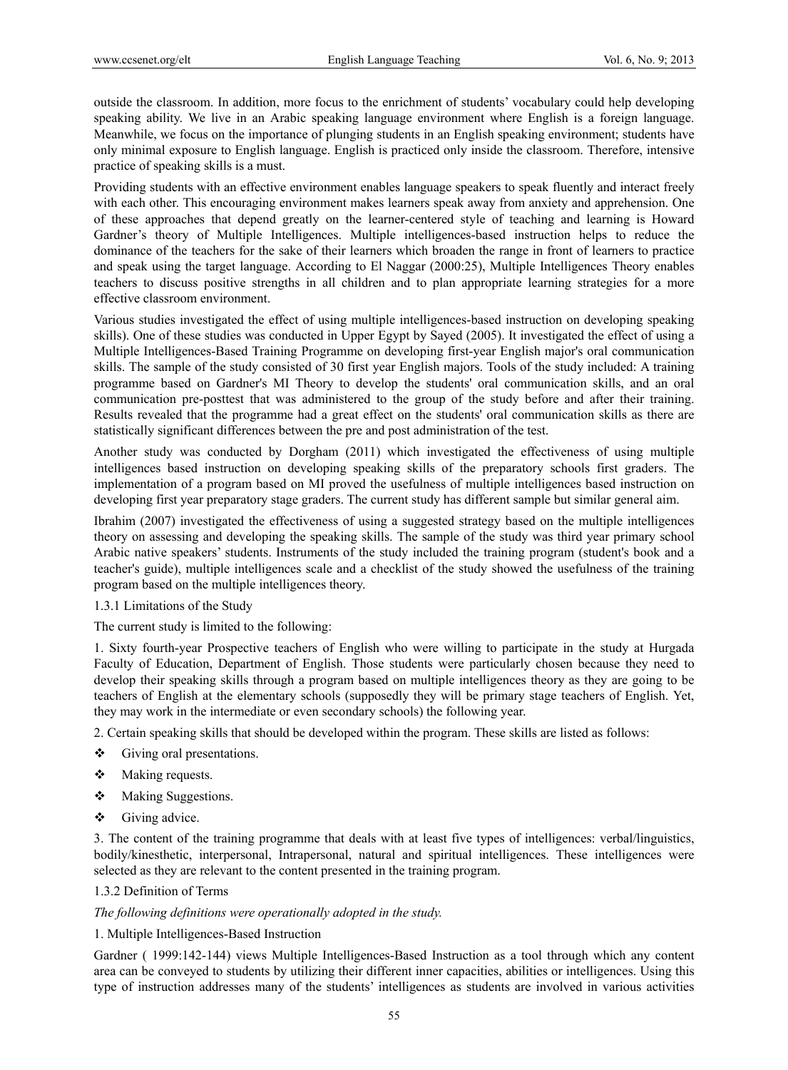outside the classroom. In addition, more focus to the enrichment of students' vocabulary could help developing speaking ability. We live in an Arabic speaking language environment where English is a foreign language. Meanwhile, we focus on the importance of plunging students in an English speaking environment; students have only minimal exposure to English language. English is practiced only inside the classroom. Therefore, intensive practice of speaking skills is a must.

Providing students with an effective environment enables language speakers to speak fluently and interact freely with each other. This encouraging environment makes learners speak away from anxiety and apprehension. One of these approaches that depend greatly on the learner-centered style of teaching and learning is Howard Gardner's theory of Multiple Intelligences. Multiple intelligences-based instruction helps to reduce the dominance of the teachers for the sake of their learners which broaden the range in front of learners to practice and speak using the target language. According to El Naggar (2000:25), Multiple Intelligences Theory enables teachers to discuss positive strengths in all children and to plan appropriate learning strategies for a more effective classroom environment.

Various studies investigated the effect of using multiple intelligences-based instruction on developing speaking skills). One of these studies was conducted in Upper Egypt by Sayed (2005). It investigated the effect of using a Multiple Intelligences-Based Training Programme on developing first-year English major's oral communication skills. The sample of the study consisted of 30 first year English majors. Tools of the study included: A training programme based on Gardner's MI Theory to develop the students' oral communication skills, and an oral communication pre-posttest that was administered to the group of the study before and after their training. Results revealed that the programme had a great effect on the students' oral communication skills as there are statistically significant differences between the pre and post administration of the test.

Another study was conducted by Dorgham (2011) which investigated the effectiveness of using multiple intelligences based instruction on developing speaking skills of the preparatory schools first graders. The implementation of a program based on MI proved the usefulness of multiple intelligences based instruction on developing first year preparatory stage graders. The current study has different sample but similar general aim.

Ibrahim (2007) investigated the effectiveness of using a suggested strategy based on the multiple intelligences theory on assessing and developing the speaking skills. The sample of the study was third year primary school Arabic native speakers' students. Instruments of the study included the training program (student's book and a teacher's guide), multiple intelligences scale and a checklist of the study showed the usefulness of the training program based on the multiple intelligences theory.

### 1.3.1 Limitations of the Study

The current study is limited to the following:

1. Sixty fourth-year Prospective teachers of English who were willing to participate in the study at Hurgada Faculty of Education, Department of English. Those students were particularly chosen because they need to develop their speaking skills through a program based on multiple intelligences theory as they are going to be teachers of English at the elementary schools (supposedly they will be primary stage teachers of English. Yet, they may work in the intermediate or even secondary schools) the following year.

2. Certain speaking skills that should be developed within the program. These skills are listed as follows:

- Giving oral presentations.
- Making requests.
- Making Suggestions.
- Giving advice.

3. The content of the training programme that deals with at least five types of intelligences: verbal/linguistics, bodily/kinesthetic, interpersonal, Intrapersonal, natural and spiritual intelligences. These intelligences were selected as they are relevant to the content presented in the training program.

### 1.3.2 Definition of Terms

*The following definitions were operationally adopted in the study.*

1. Multiple Intelligences-Based Instruction

Gardner ( 1999:142-144) views Multiple Intelligences-Based Instruction as a tool through which any content area can be conveyed to students by utilizing their different inner capacities, abilities or intelligences. Using this type of instruction addresses many of the students' intelligences as students are involved in various activities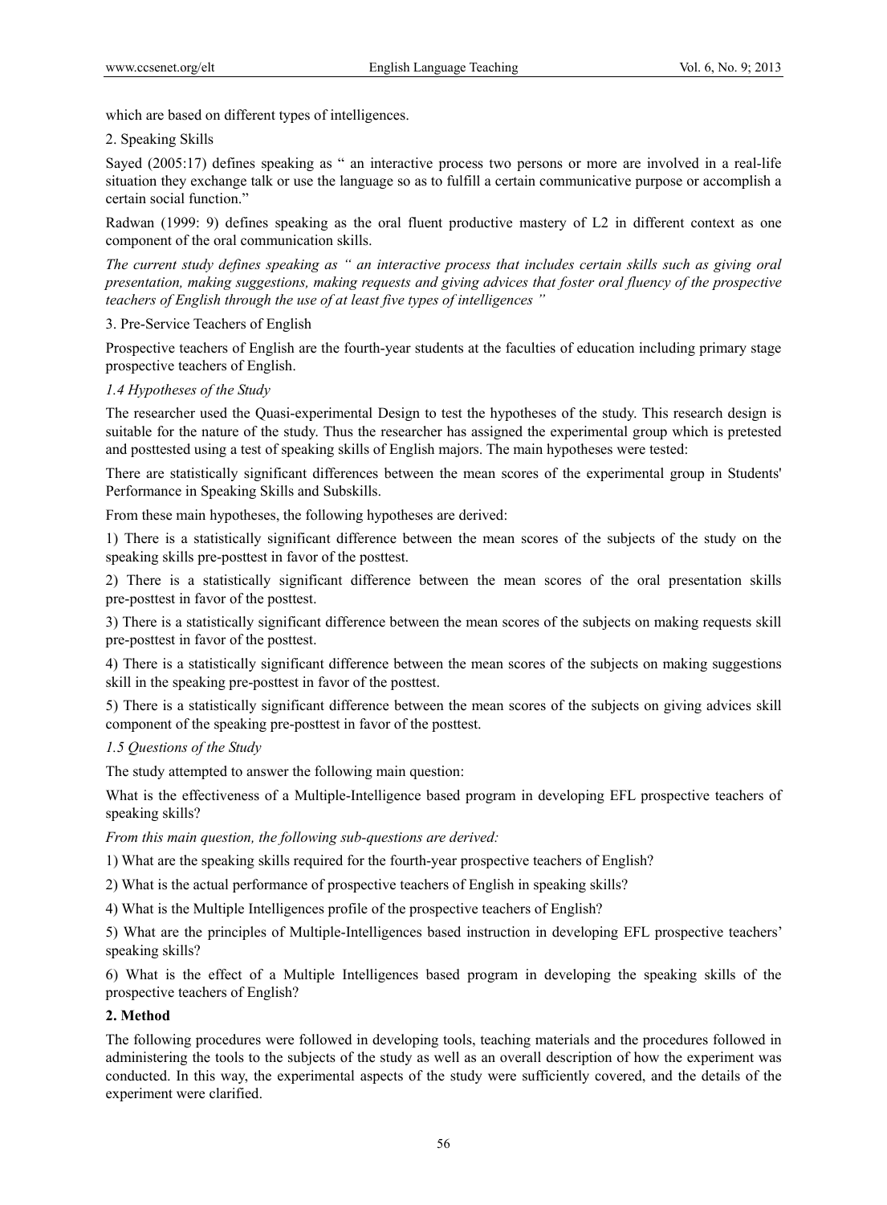which are based on different types of intelligences.

2. Speaking Skills

Sayed (2005:17) defines speaking as " an interactive process two persons or more are involved in a real-life situation they exchange talk or use the language so as to fulfill a certain communicative purpose or accomplish a certain social function."

Radwan (1999: 9) defines speaking as the oral fluent productive mastery of L2 in different context as one component of the oral communication skills.

*The current study defines speaking as " an interactive process that includes certain skills such as giving oral presentation, making suggestions, making requests and giving advices that foster oral fluency of the prospective teachers of English through the use of at least five types of intelligences "*

3. Pre-Service Teachers of English

Prospective teachers of English are the fourth-year students at the faculties of education including primary stage prospective teachers of English.

### *1.4 Hypotheses of the Study*

The researcher used the Quasi-experimental Design to test the hypotheses of the study. This research design is suitable for the nature of the study. Thus the researcher has assigned the experimental group which is pretested and posttested using a test of speaking skills of English majors. The main hypotheses were tested:

There are statistically significant differences between the mean scores of the experimental group in Students' Performance in Speaking Skills and Subskills.

From these main hypotheses, the following hypotheses are derived:

1) There is a statistically significant difference between the mean scores of the subjects of the study on the speaking skills pre-posttest in favor of the posttest.

2) There is a statistically significant difference between the mean scores of the oral presentation skills pre-posttest in favor of the posttest.

3) There is a statistically significant difference between the mean scores of the subjects on making requests skill pre-posttest in favor of the posttest.

4) There is a statistically significant difference between the mean scores of the subjects on making suggestions skill in the speaking pre-posttest in favor of the posttest.

5) There is a statistically significant difference between the mean scores of the subjects on giving advices skill component of the speaking pre-posttest in favor of the posttest.

### *1.5 Questions of the Study*

The study attempted to answer the following main question:

What is the effectiveness of a Multiple-Intelligence based program in developing EFL prospective teachers of speaking skills?

*From this main question, the following sub-questions are derived:*

1) What are the speaking skills required for the fourth-year prospective teachers of English?

2) What is the actual performance of prospective teachers of English in speaking skills?

4) What is the Multiple Intelligences profile of the prospective teachers of English?

5) What are the principles of Multiple-Intelligences based instruction in developing EFL prospective teachers' speaking skills?

6) What is the effect of a Multiple Intelligences based program in developing the speaking skills of the prospective teachers of English?

## **2. Method**

The following procedures were followed in developing tools, teaching materials and the procedures followed in administering the tools to the subjects of the study as well as an overall description of how the experiment was conducted. In this way, the experimental aspects of the study were sufficiently covered, and the details of the experiment were clarified.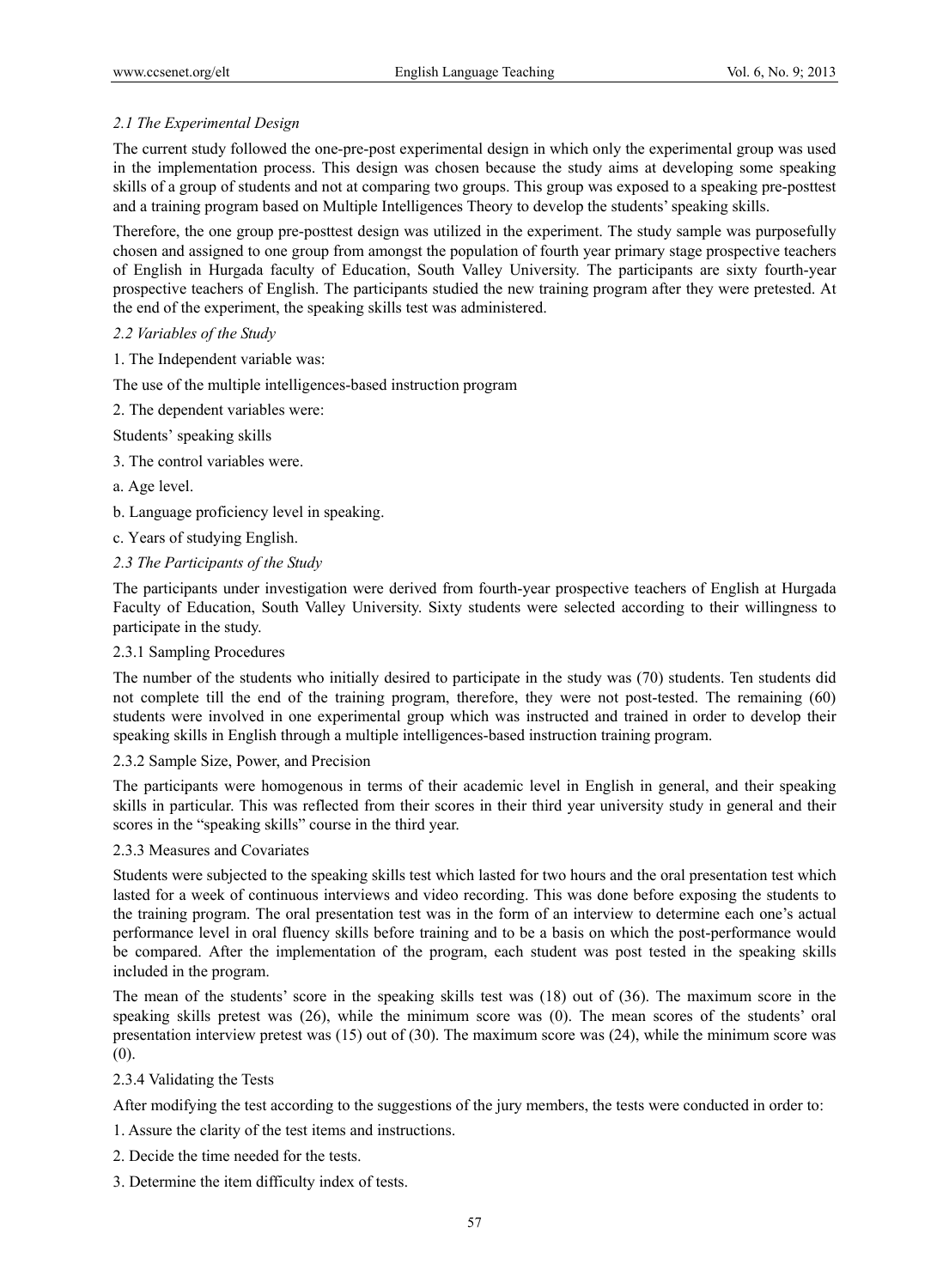### *2.1 The Experimental Design*

The current study followed the one-pre-post experimental design in which only the experimental group was used in the implementation process. This design was chosen because the study aims at developing some speaking skills of a group of students and not at comparing two groups. This group was exposed to a speaking pre-posttest and a training program based on Multiple Intelligences Theory to develop the students' speaking skills.

Therefore, the one group pre-posttest design was utilized in the experiment. The study sample was purposefully chosen and assigned to one group from amongst the population of fourth year primary stage prospective teachers of English in Hurgada faculty of Education, South Valley University. The participants are sixty fourth-year prospective teachers of English. The participants studied the new training program after they were pretested. At the end of the experiment, the speaking skills test was administered.

### *2.2 Variables of the Study*

1. The Independent variable was:

The use of the multiple intelligences-based instruction program

2. The dependent variables were:

Students' speaking skills

3. The control variables were.

a. Age level.

b. Language proficiency level in speaking.

c. Years of studying English.

### *2.3 The Participants of the Study*

The participants under investigation were derived from fourth-year prospective teachers of English at Hurgada Faculty of Education, South Valley University. Sixty students were selected according to their willingness to participate in the study.

#### 2.3.1 Sampling Procedures

The number of the students who initially desired to participate in the study was (70) students. Ten students did not complete till the end of the training program, therefore, they were not post-tested. The remaining (60) students were involved in one experimental group which was instructed and trained in order to develop their speaking skills in English through a multiple intelligences-based instruction training program.

#### 2.3.2 Sample Size, Power, and Precision

The participants were homogenous in terms of their academic level in English in general, and their speaking skills in particular. This was reflected from their scores in their third year university study in general and their scores in the "speaking skills" course in the third year.

#### 2.3.3 Measures and Covariates

Students were subjected to the speaking skills test which lasted for two hours and the oral presentation test which lasted for a week of continuous interviews and video recording. This was done before exposing the students to the training program. The oral presentation test was in the form of an interview to determine each one's actual performance level in oral fluency skills before training and to be a basis on which the post-performance would be compared. After the implementation of the program, each student was post tested in the speaking skills included in the program.

The mean of the students' score in the speaking skills test was (18) out of (36). The maximum score in the speaking skills pretest was (26), while the minimum score was (0). The mean scores of the students' oral presentation interview pretest was (15) out of (30). The maximum score was (24), while the minimum score was (0).

#### 2.3.4 Validating the Tests

After modifying the test according to the suggestions of the jury members, the tests were conducted in order to:

1. Assure the clarity of the test items and instructions.

2. Decide the time needed for the tests.

3. Determine the item difficulty index of tests.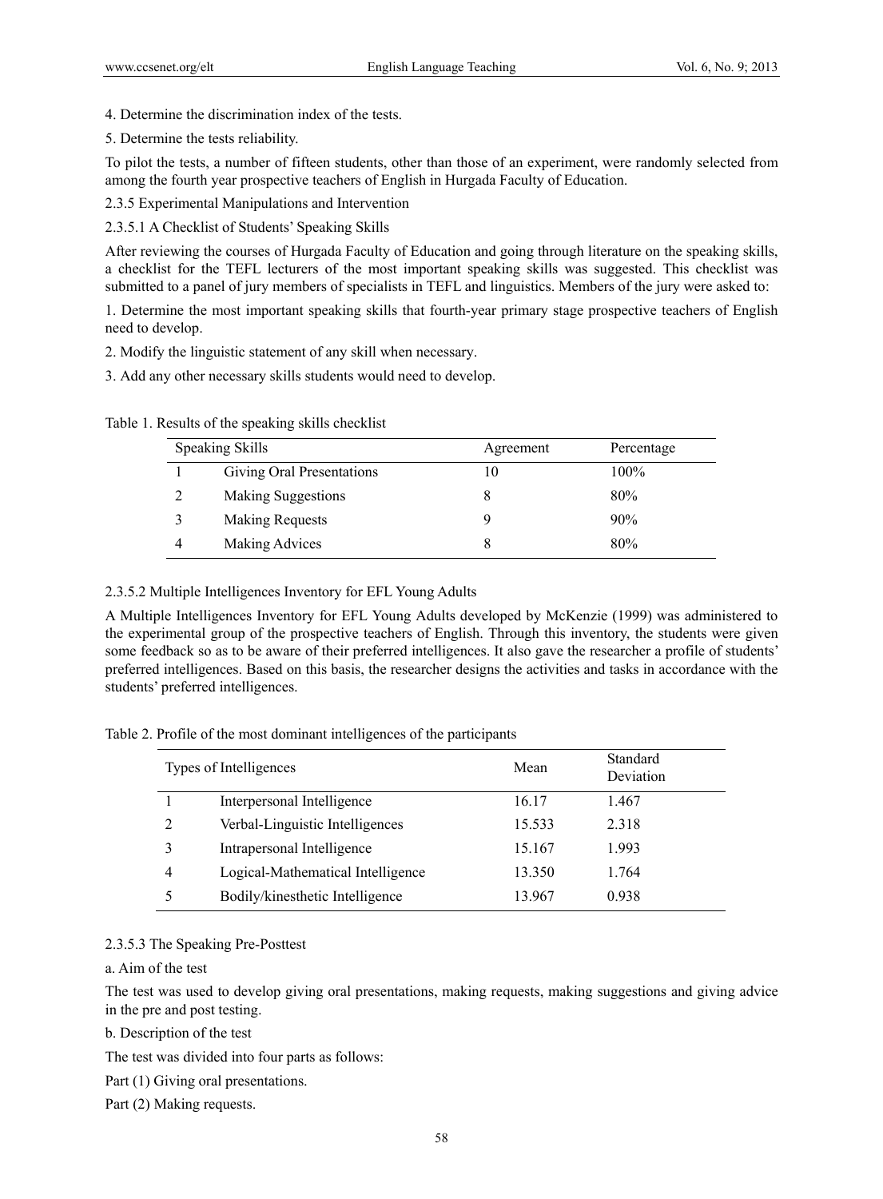4. Determine the discrimination index of the tests.

5. Determine the tests reliability.

To pilot the tests, a number of fifteen students, other than those of an experiment, were randomly selected from among the fourth year prospective teachers of English in Hurgada Faculty of Education.

2.3.5 Experimental Manipulations and Intervention

2.3.5.1 A Checklist of Students' Speaking Skills

After reviewing the courses of Hurgada Faculty of Education and going through literature on the speaking skills, a checklist for the TEFL lecturers of the most important speaking skills was suggested. This checklist was submitted to a panel of jury members of specialists in TEFL and linguistics. Members of the jury were asked to:

1. Determine the most important speaking skills that fourth-year primary stage prospective teachers of English need to develop.

2. Modify the linguistic statement of any skill when necessary.

3. Add any other necessary skills students would need to develop.

Table 1. Results of the speaking skills checklist

| Speaking Skills | | Agreement | Percentage |
|---|---|---|---|
| 1 | Giving Oral Presentations | 10 | 100% |
| 2 | Making Suggestions | 8 | 80% |
| 3 | Making Requests | 9 | 90% |
| 4 | Making Advices | 8 | 80% |

2.3.5.2 Multiple Intelligences Inventory for EFL Young Adults

A Multiple Intelligences Inventory for EFL Young Adults developed by McKenzie (1999) was administered to the experimental group of the prospective teachers of English. Through this inventory, the students were given some feedback so as to be aware of their preferred intelligences. It also gave the researcher a profile of students' preferred intelligences. Based on this basis, the researcher designs the activities and tasks in accordance with the students' preferred intelligences.

Table 2. Profile of the most dominant intelligences of the participants

| Types of Intelligences | | Mean | Standard Deviation |
|---|---|---|---|
| 1 | Interpersonal Intelligence | 16.17 | 1.467 |
| 2 | Verbal-Linguistic Intelligences | 15.533 | 2.318 |
| 3 | Intrapersonal Intelligence | 15.167 | 1.993 |
| 4 | Logical-Mathematical Intelligence | 13.350 | 1.764 |
| 5 | Bodily/kinesthetic Intelligence | 13.967 | 0.938 |

2.3.5.3 The Speaking Pre-Posttest

a. Aim of the test

The test was used to develop giving oral presentations, making requests, making suggestions and giving advice in the pre and post testing.

b. Description of the test

The test was divided into four parts as follows:

Part (1) Giving oral presentations.

Part (2) Making requests.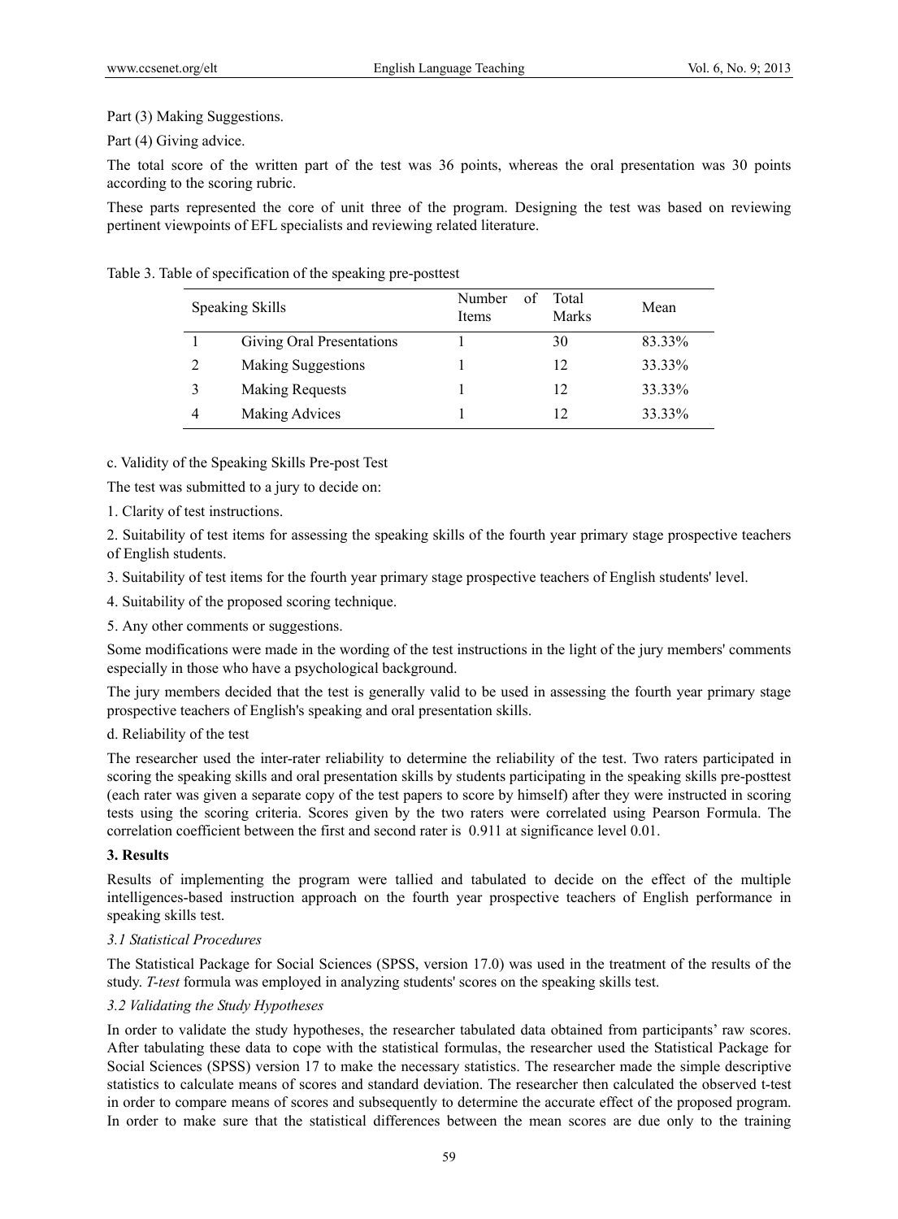Part (3) Making Suggestions.

Part (4) Giving advice.

The total score of the written part of the test was 36 points, whereas the oral presentation was 30 points according to the scoring rubric.

These parts represented the core of unit three of the program. Designing the test was based on reviewing pertinent viewpoints of EFL specialists and reviewing related literature.

Table 3. Table of specification of the speaking pre-posttest

| Speaking Skills | | Number of Items | Total Marks | Mean |
|---|---|---|---|---|
| 1 | Giving Oral Presentations | 1 | 30 | 83.33% |
| 2 | Making Suggestions | 1 | 12 | 33.33% |
| 3 | Making Requests | 1 | 12 | 33.33% |
| 4 | Making Advices | 1 | 12 | 33.33% |

c. Validity of the Speaking Skills Pre-post Test

The test was submitted to a jury to decide on:

1. Clarity of test instructions.
2. Suitability of test items for assessing the speaking skills of the fourth year primary stage prospective teachers of English students.
3. Suitability of test items for the fourth year primary stage prospective teachers of English students' level.
4. Suitability of the proposed scoring technique.
5. Any other comments or suggestions.

Some modifications were made in the wording of the test instructions in the light of the jury members' comments especially in those who have a psychological background.

The jury members decided that the test is generally valid to be used in assessing the fourth year primary stage prospective teachers of English's speaking and oral presentation skills.

d. Reliability of the test

The researcher used the inter-rater reliability to determine the reliability of the test. Two raters participated in scoring the speaking skills and oral presentation skills by students participating in the speaking skills pre-posttest (each rater was given a separate copy of the test papers to score by himself) after they were instructed in scoring tests using the scoring criteria. Scores given by the two raters were correlated using Pearson Formula. The correlation coefficient between the first and second rater is 0.911 at significance level 0.01.

## 3. Results

Results of implementing the program were tallied and tabulated to decide on the effect of the multiple intelligences-based instruction approach on the fourth year prospective teachers of English performance in speaking skills test.

### *3.1 Statistical Procedures*

The Statistical Package for Social Sciences (SPSS, version 17.0) was used in the treatment of the results of the study. *T-test* formula was employed in analyzing students' scores on the speaking skills test.

### *3.2 Validating the Study Hypotheses*

In order to validate the study hypotheses, the researcher tabulated data obtained from participants' raw scores. After tabulating these data to cope with the statistical formulas, the researcher used the Statistical Package for Social Sciences (SPSS) version 17 to make the necessary statistics. The researcher made the simple descriptive statistics to calculate means of scores and standard deviation. The researcher then calculated the observed t-test in order to compare means of scores and subsequently to determine the accurate effect of the proposed program. In order to make sure that the statistical differences between the mean scores are due only to the training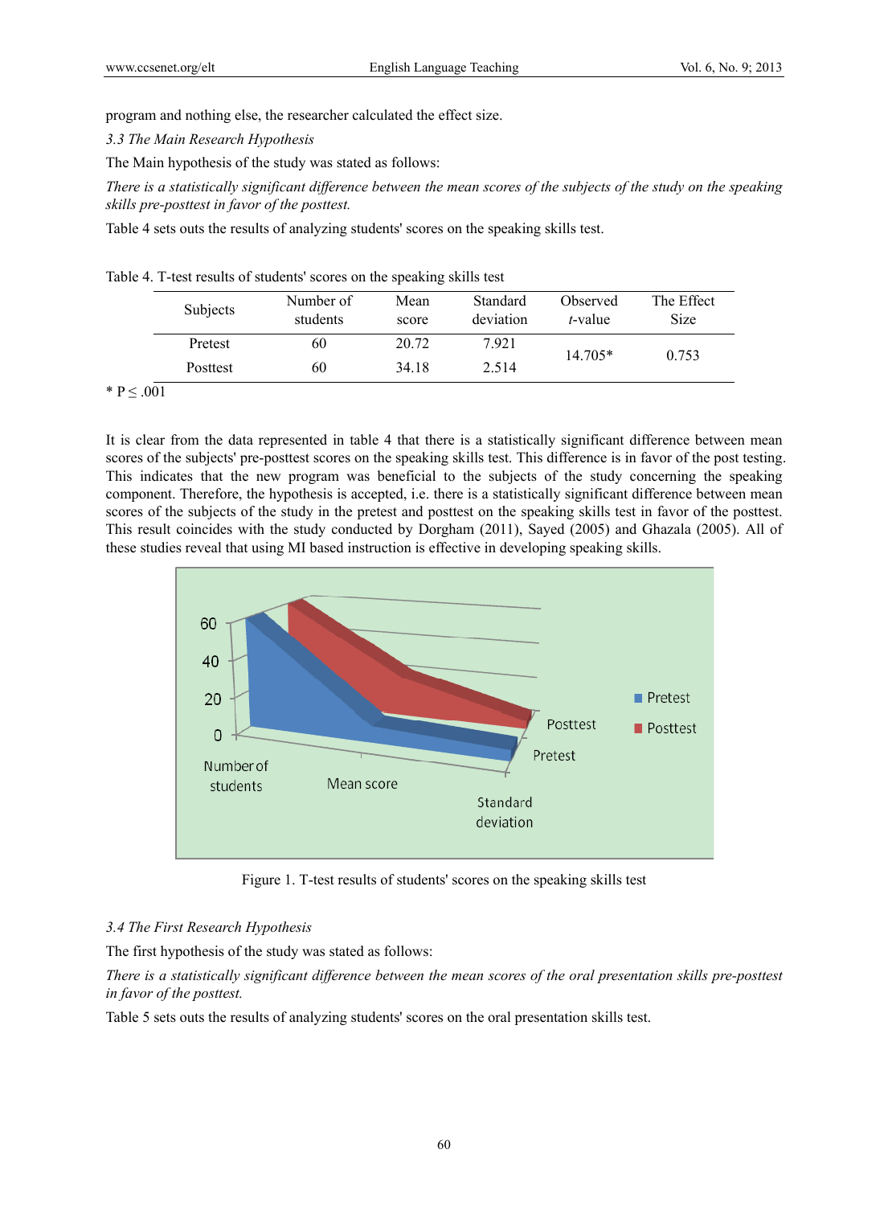program and nothing else, the researcher calculated the effect size.

### *3.3 The Main Research Hypothesis*

The Main hypothesis of the study was stated as follows:

*There is a statistically significant difference between the mean scores of the subjects of the study on the speaking skills pre-posttest in favor of the posttest.*

Table 4 sets outs the results of analyzing students' scores on the speaking skills test.

Table 4. T-test results of students' scores on the speaking skills test

| Subjects | Number of students | Mean score | Standard deviation | Observed *t*-value | The Effect Size |
|---|---|---|---|---|---|
| Pretest | 60 | 20.72 | 7.921 | 14.705* | 0.753 |
| Posttest | 60 | 34.18 | 2.514 | | |

* P ≤ .001

It is clear from the data represented in table 4 that there is a statistically significant difference between mean scores of the subjects' pre-posttest scores on the speaking skills test. This difference is in favor of the post testing. This indicates that the new program was beneficial to the subjects of the study concerning the speaking component. Therefore, the hypothesis is accepted, i.e. there is a statistically significant difference between mean scores of the subjects of the study in the pretest and posttest on the speaking skills test in favor of the posttest. This result coincides with the study conducted by Dorgham (2011), Sayed (2005) and Ghazala (2005). All of these studies reveal that using MI based instruction is effective in developing speaking skills.

Figure 1. T-test results of students' scores on the speaking skills test

### *3.4 The First Research Hypothesis*

The first hypothesis of the study was stated as follows:

*There is a statistically significant difference between the mean scores of the oral presentation skills pre-posttest in favor of the posttest.*

Table 5 sets outs the results of analyzing students' scores on the oral presentation skills test.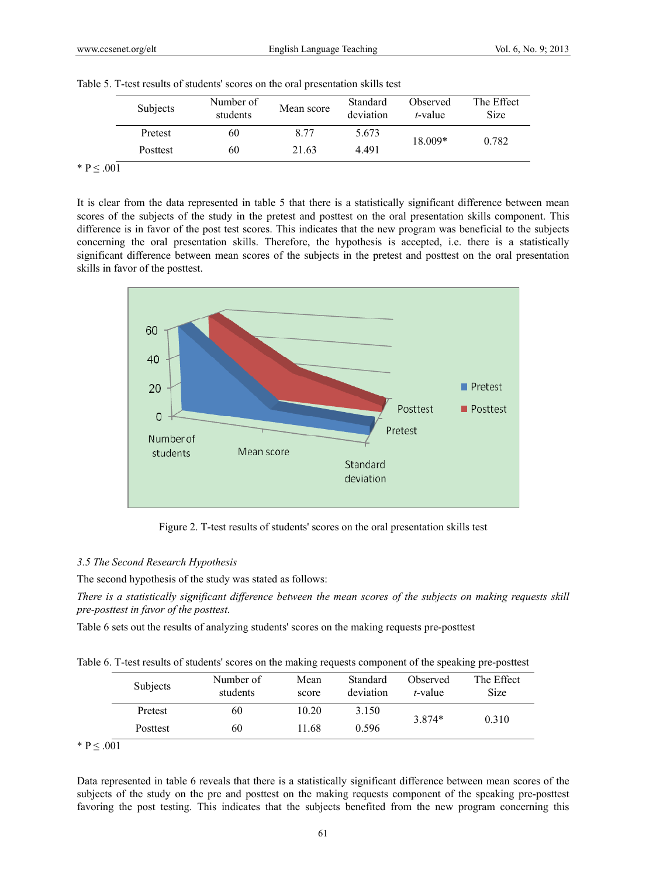Table 5. T-test results of students' scores on the oral presentation skills test

| Subjects | Number of students | Mean score | Standard deviation | Observed *t*-value | The Effect Size |
|---|---|---|---|---|---|
| Pretest | 60 | 8.77 | 5.673 | 18.009* | 0.782 |
| Posttest | 60 | 21.63 | 4.491 | | |

* P ≤ .001

It is clear from the data represented in table 5 that there is a statistically significant difference between mean scores of the subjects of the study in the pretest and posttest on the oral presentation skills component. This difference is in favor of the post test scores. This indicates that the new program was beneficial to the subjects concerning the oral presentation skills. Therefore, the hypothesis is accepted, i.e. there is a statistically significant difference between mean scores of the subjects in the pretest and posttest on the oral presentation skills in favor of the posttest.

Figure 2. T-test results of students' scores on the oral presentation skills test

*3.5 The Second Research Hypothesis*

The second hypothesis of the study was stated as follows:

*There is a statistically significant difference between the mean scores of the subjects on making requests skill pre-posttest in favor of the posttest.*

Table 6 sets out the results of analyzing students' scores on the making requests pre-posttest

Table 6. T-test results of students' scores on the making requests component of the speaking pre-posttest

| Subjects | Number of students | Mean score | Standard deviation | Observed *t*-value | The Effect Size |
|---|---|---|---|---|---|
| Pretest | 60 | 10.20 | 3.150 | 3.874* | 0.310 |
| Posttest | 60 | 11.68 | 0.596 | | |

* P ≤ .001

Data represented in table 6 reveals that there is a statistically significant difference between mean scores of the subjects of the study on the pre and posttest on the making requests component of the speaking pre-posttest favoring the post testing. This indicates that the subjects benefited from the new program concerning this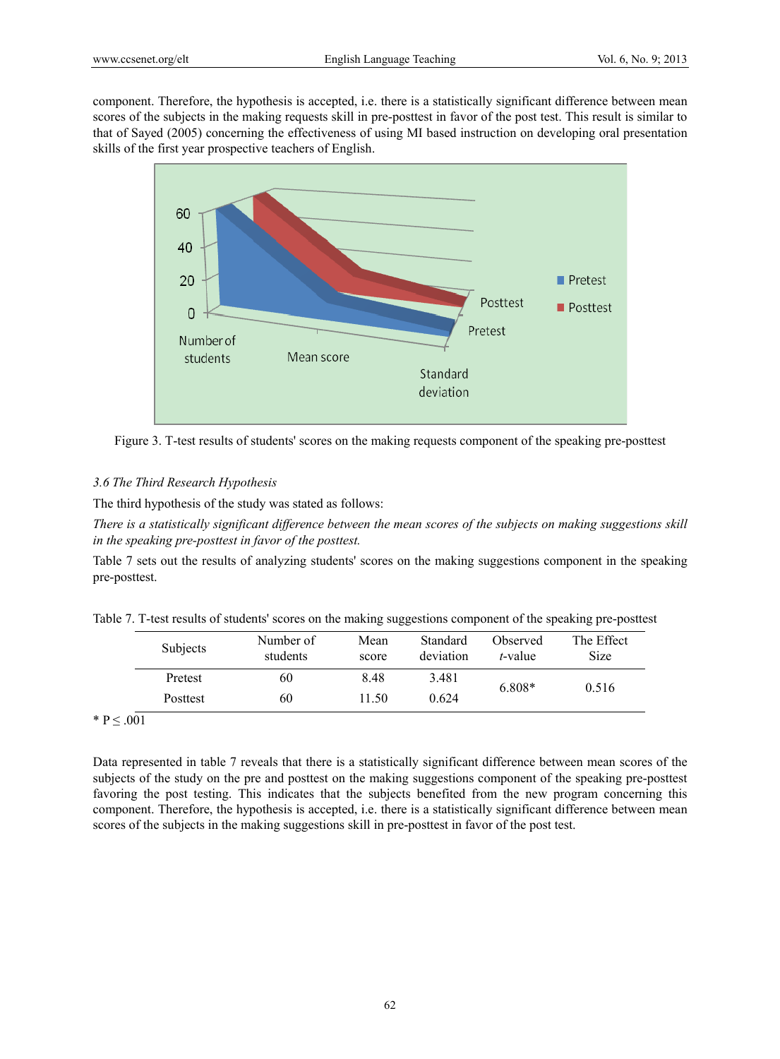component. Therefore, the hypothesis is accepted, i.e. there is a statistically significant difference between mean scores of the subjects in the making requests skill in pre-posttest in favor of the post test. This result is similar to that of Sayed (2005) concerning the effectiveness of using MI based instruction on developing oral presentation skills of the first year prospective teachers of English.

Figure 3. T-test results of students' scores on the making requests component of the speaking pre-posttest

### *3.6 The Third Research Hypothesis*

The third hypothesis of the study was stated as follows:

*There is a statistically significant difference between the mean scores of the subjects on making suggestions skill in the speaking pre-posttest in favor of the posttest.*

Table 7 sets out the results of analyzing students' scores on the making suggestions component in the speaking pre-posttest.

Table 7. T-test results of students' scores on the making suggestions component of the speaking pre-posttest

| Subjects | Number of students | Mean score | Standard deviation | Observed *t*-value | The Effect Size |
|---|---|---|---|---|---|
| Pretest | 60 | 8.48 | 3.481 | 6.808* | 0.516 |
| Posttest | 60 | 11.50 | 0.624 | | |

* $P \leq .001$

Data represented in table 7 reveals that there is a statistically significant difference between mean scores of the subjects of the study on the pre and posttest on the making suggestions component of the speaking pre-posttest favoring the post testing. This indicates that the subjects benefited from the new program concerning this component. Therefore, the hypothesis is accepted, i.e. there is a statistically significant difference between mean scores of the subjects in the making suggestions skill in pre-posttest in favor of the post test.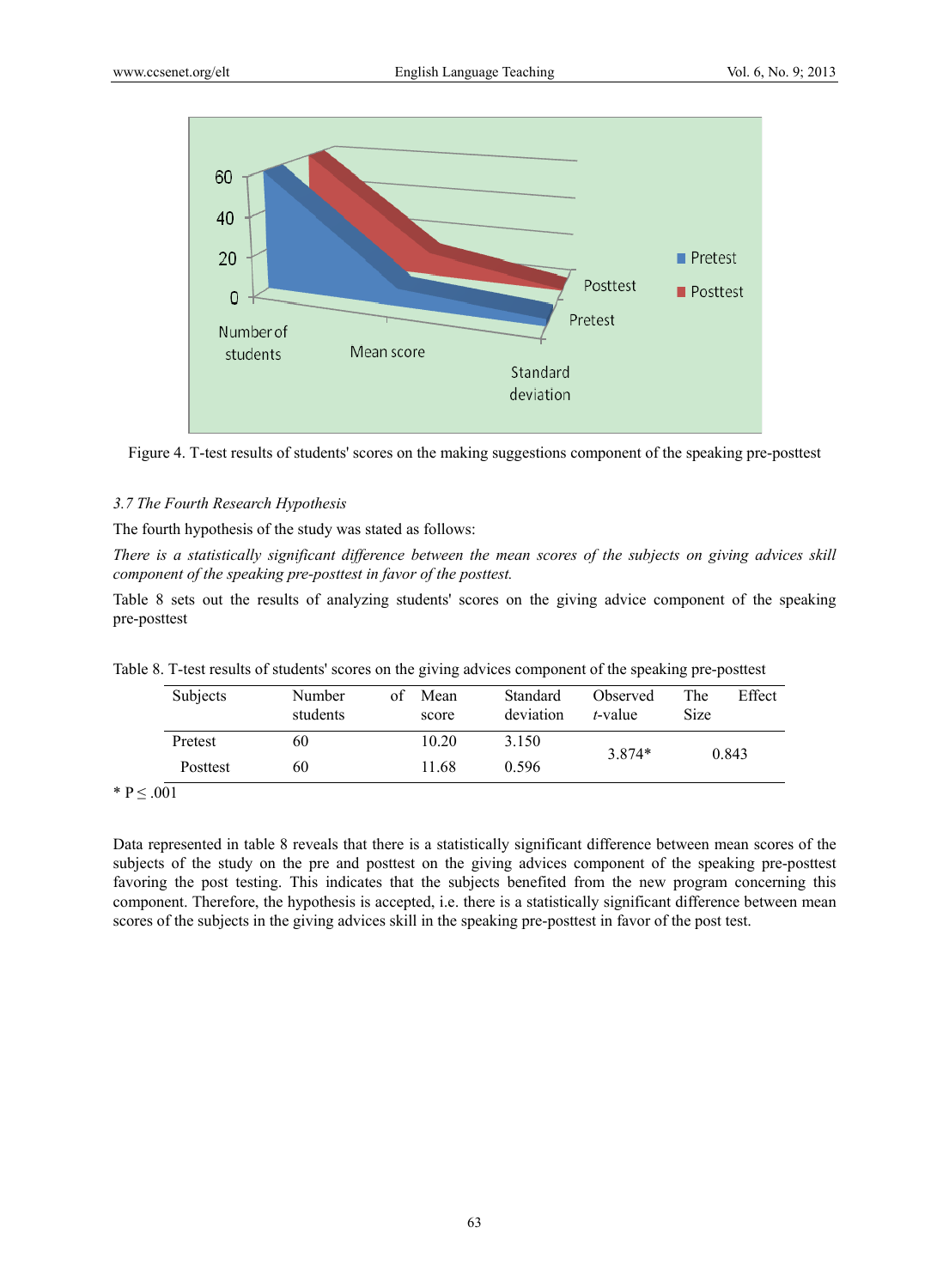Figure 4. T-test results of students' scores on the making suggestions component of the speaking pre-posttest

### 3.7 The Fourth Research Hypothesis

The fourth hypothesis of the study was stated as follows:

*There is a statistically significant difference between the mean scores of the subjects on giving advices skill component of the speaking pre-posttest in favor of the posttest.*

Table 8 sets out the results of analyzing students' scores on the giving advice component of the speaking pre-posttest

Table 8. T-test results of students' scores on the giving advices component of the speaking pre-posttest

| Subjects | Number of students | Mean score | Standard deviation | Observed *t*-value | The Effect Size |
|---|---|---|---|---|---|
| Pretest | 60 | 10.20 | 3.150 | 3.874* | 0.843 |
| Posttest | 60 | 11.68 | 0.596 | | |

* $P \leq .001$

Data represented in table 8 reveals that there is a statistically significant difference between mean scores of the subjects of the study on the pre and posttest on the giving advices component of the speaking pre-posttest favoring the post testing. This indicates that the subjects benefited from the new program concerning this component. Therefore, the hypothesis is accepted, i.e. there is a statistically significant difference between mean scores of the subjects in the giving advices skill in the speaking pre-posttest in favor of the post test.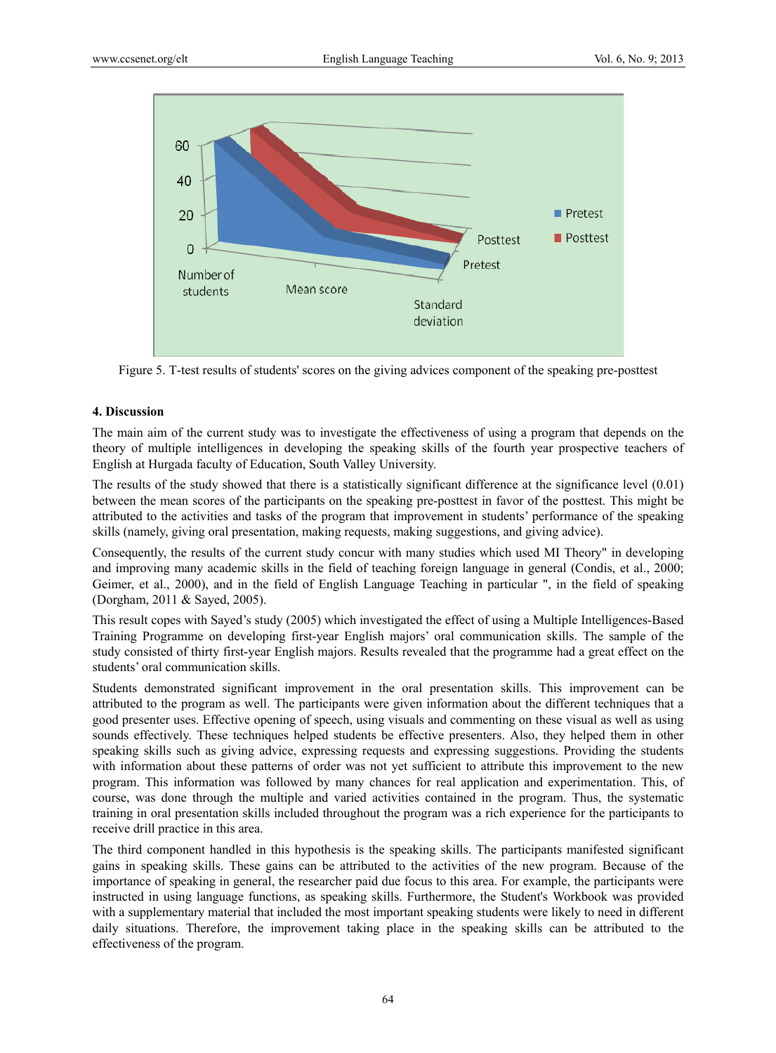60

40

20

0

Number of students

Mean score

Standard deviation

Posttest

Pretest

Pretest

Posttest

Figure 5. T-test results of students' scores on the giving advices component of the speaking pre-posttest

### 4. Discussion

The main aim of the current study was to investigate the effectiveness of using a program that depends on the theory of multiple intelligences in developing the speaking skills of the fourth year prospective teachers of English at Hurgada faculty of Education, South Valley University.

The results of the study showed that there is a statistically significant difference at the significance level (0.01) between the mean scores of the participants on the speaking pre-posttest in favor of the posttest. This might be attributed to the activities and tasks of the program that improvement in students' performance of the speaking skills (namely, giving oral presentation, making requests, making suggestions, and giving advice).

Consequently, the results of the current study concur with many studies which used MI Theory" in developing and improving many academic skills in the field of teaching foreign language in general (Condis, et al., 2000; Geimer, et al., 2000), and in the field of English Language Teaching in particular ", in the field of speaking (Dorgham, 2011 & Sayed, 2005).

This result copes with Sayed's study (2005) which investigated the effect of using a Multiple Intelligences-Based Training Programme on developing first-year English majors' oral communication skills. The sample of the study consisted of thirty first-year English majors. Results revealed that the programme had a great effect on the students' oral communication skills.

Students demonstrated significant improvement in the oral presentation skills. This improvement can be attributed to the program as well. The participants were given information about the different techniques that a good presenter uses. Effective opening of speech, using visuals and commenting on these visual as well as using sounds effectively. These techniques helped students be effective presenters. Also, they helped them in other speaking skills such as giving advice, expressing requests and expressing suggestions. Providing the students with information about these patterns of order was not yet sufficient to attribute this improvement to the new program. This information was followed by many chances for real application and experimentation. This, of course, was done through the multiple and varied activities contained in the program. Thus, the systematic training in oral presentation skills included throughout the program was a rich experience for the participants to receive drill practice in this area.

The third component handled in this hypothesis is the speaking skills. The participants manifested significant gains in speaking skills. These gains can be attributed to the activities of the new program. Because of the importance of speaking in general, the researcher paid due focus to this area. For example, the participants were instructed in using language functions, as speaking skills. Furthermore, the Student's Workbook was provided with a supplementary material that included the most important speaking students were likely to need in different daily situations. Therefore, the improvement taking place in the speaking skills can be attributed to the effectiveness of the program.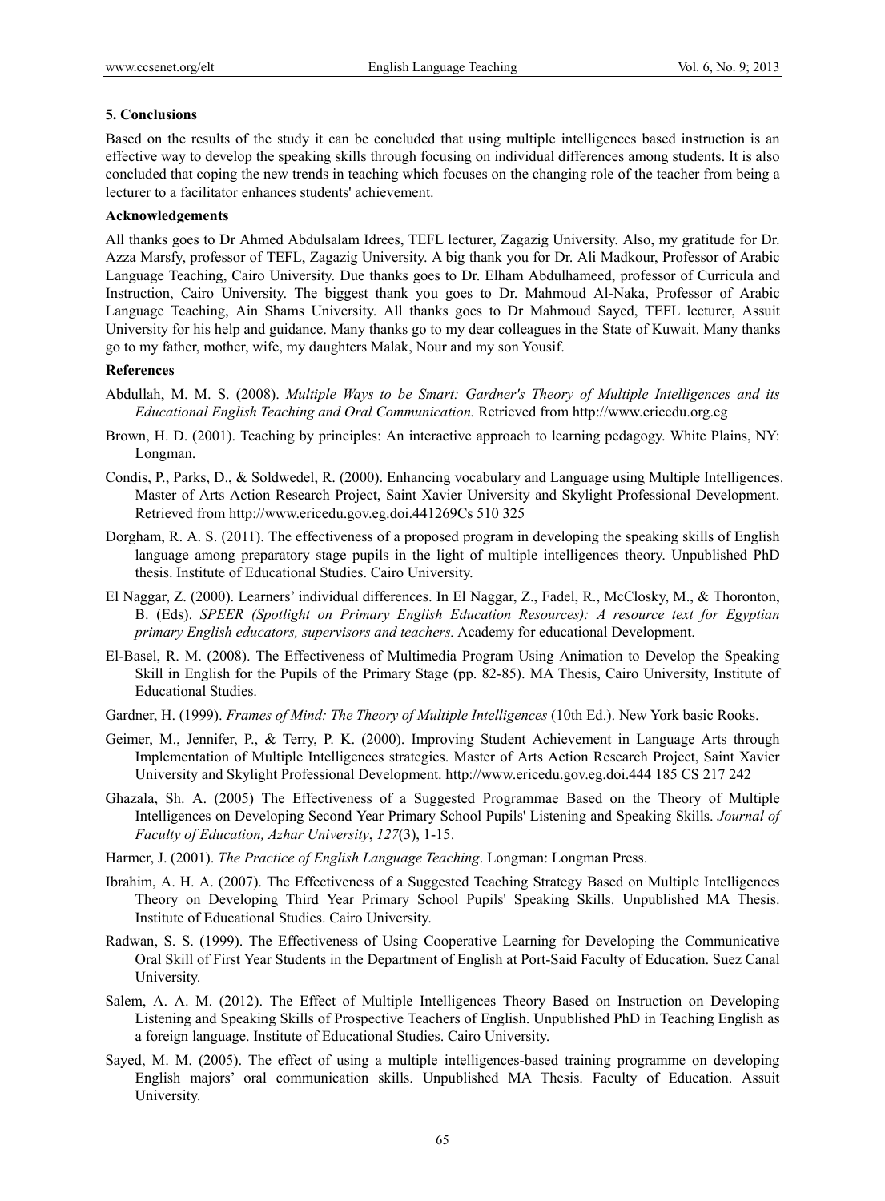## 5. Conclusions

Based on the results of the study it can be concluded that using multiple intelligences based instruction is an effective way to develop the speaking skills through focusing on individual differences among students. It is also concluded that coping the new trends in teaching which focuses on the changing role of the teacher from being a lecturer to a facilitator enhances students' achievement.

### Acknowledgements

All thanks goes to Dr Ahmed Abdulsalam Idrees, TEFL lecturer, Zagazig University. Also, my gratitude for Dr. Azza Marsfy, professor of TEFL, Zagazig University. A big thank you for Dr. Ali Madkour, Professor of Arabic Language Teaching, Cairo University. Due thanks goes to Dr. Elham Abdulhameed, professor of Curricula and Instruction, Cairo University. The biggest thank you goes to Dr. Mahmoud Al-Naka, Professor of Arabic Language Teaching, Ain Shams University. All thanks goes to Dr Mahmoud Sayed, TEFL lecturer, Assuit University for his help and guidance. Many thanks go to my dear colleagues in the State of Kuwait. Many thanks go to my father, mother, wife, my daughters Malak, Nour and my son Yousif.

### References

Abdullah, M. M. S. (2008). *Multiple Ways to be Smart: Gardner's Theory of Multiple Intelligences and its Educational English Teaching and Oral Communication.* Retrieved from http://www.ericedu.org.eg

Brown, H. D. (2001). Teaching by principles: An interactive approach to learning pedagogy. White Plains, NY: Longman.

Condis, P., Parks, D., & Soldwedel, R. (2000). Enhancing vocabulary and Language using Multiple Intelligences. Master of Arts Action Research Project, Saint Xavier University and Skylight Professional Development. Retrieved from http://www.ericedu.gov.eg.doi.441269Cs 510 325

Dorgham, R. A. S. (2011). The effectiveness of a proposed program in developing the speaking skills of English language among preparatory stage pupils in the light of multiple intelligences theory. Unpublished PhD thesis. Institute of Educational Studies. Cairo University.

El Naggar, Z. (2000). Learners' individual differences. In El Naggar, Z., Fadel, R., McClosky, M., & Thoronton, B. (Eds). *SPEER (Spotlight on Primary English Education Resources): A resource text for Egyptian primary English educators, supervisors and teachers.* Academy for educational Development.

El-Basel, R. M. (2008). The Effectiveness of Multimedia Program Using Animation to Develop the Speaking Skill in English for the Pupils of the Primary Stage (pp. 82-85). MA Thesis, Cairo University, Institute of Educational Studies.

Gardner, H. (1999). *Frames of Mind: The Theory of Multiple Intelligences* (10th Ed.). New York basic Rooks.

Geimer, M., Jennifer, P., & Terry, P. K. (2000). Improving Student Achievement in Language Arts through Implementation of Multiple Intelligences strategies. Master of Arts Action Research Project, Saint Xavier University and Skylight Professional Development. http://www.ericedu.gov.eg.doi.444 185 CS 217 242

Ghazala, Sh. A. (2005) The Effectiveness of a Suggested Programmae Based on the Theory of Multiple Intelligences on Developing Second Year Primary School Pupils' Listening and Speaking Skills. *Journal of Faculty of Education, Azhar University*, *127*(3), 1-15.

Harmer, J. (2001). *The Practice of English Language Teaching*. Longman: Longman Press.

Ibrahim, A. H. A. (2007). The Effectiveness of a Suggested Teaching Strategy Based on Multiple Intelligences Theory on Developing Third Year Primary School Pupils' Speaking Skills. Unpublished MA Thesis. Institute of Educational Studies. Cairo University.

Radwan, S. S. (1999). The Effectiveness of Using Cooperative Learning for Developing the Communicative Oral Skill of First Year Students in the Department of English at Port-Said Faculty of Education. Suez Canal University.

Salem, A. A. M. (2012). The Effect of Multiple Intelligences Theory Based on Instruction on Developing Listening and Speaking Skills of Prospective Teachers of English. Unpublished PhD in Teaching English as a foreign language. Institute of Educational Studies. Cairo University.

Sayed, M. M. (2005). The effect of using a multiple intelligences-based training programme on developing English majors' oral communication skills. Unpublished MA Thesis. Faculty of Education. Assuit University.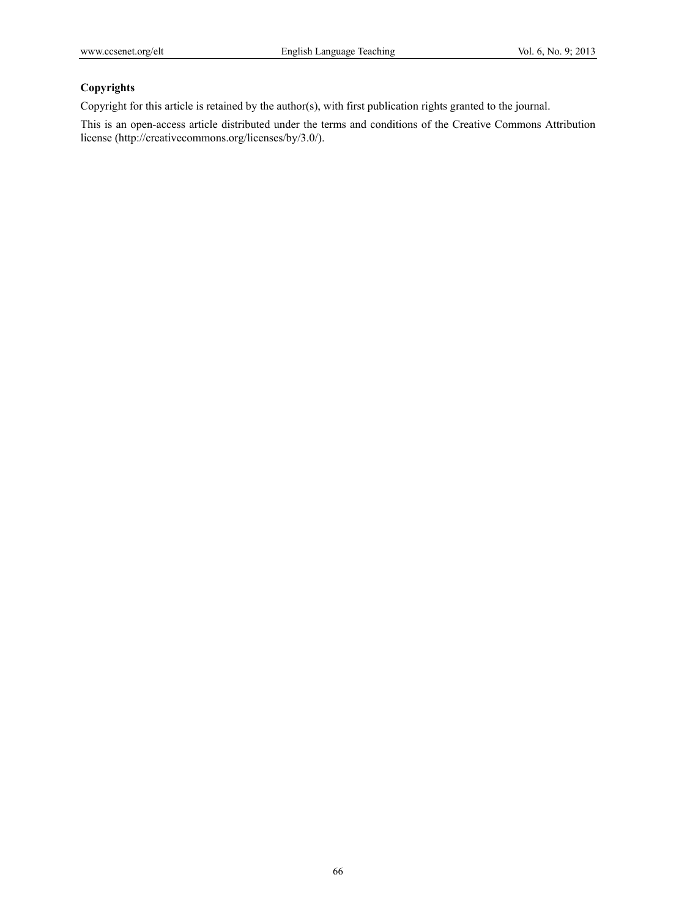**Copyrights**

Copyright for this article is retained by the author(s), with first publication rights granted to the journal.

This is an open-access article distributed under the terms and conditions of the Creative Commons Attribution license (http://creativecommons.org/licenses/by/3.0/).